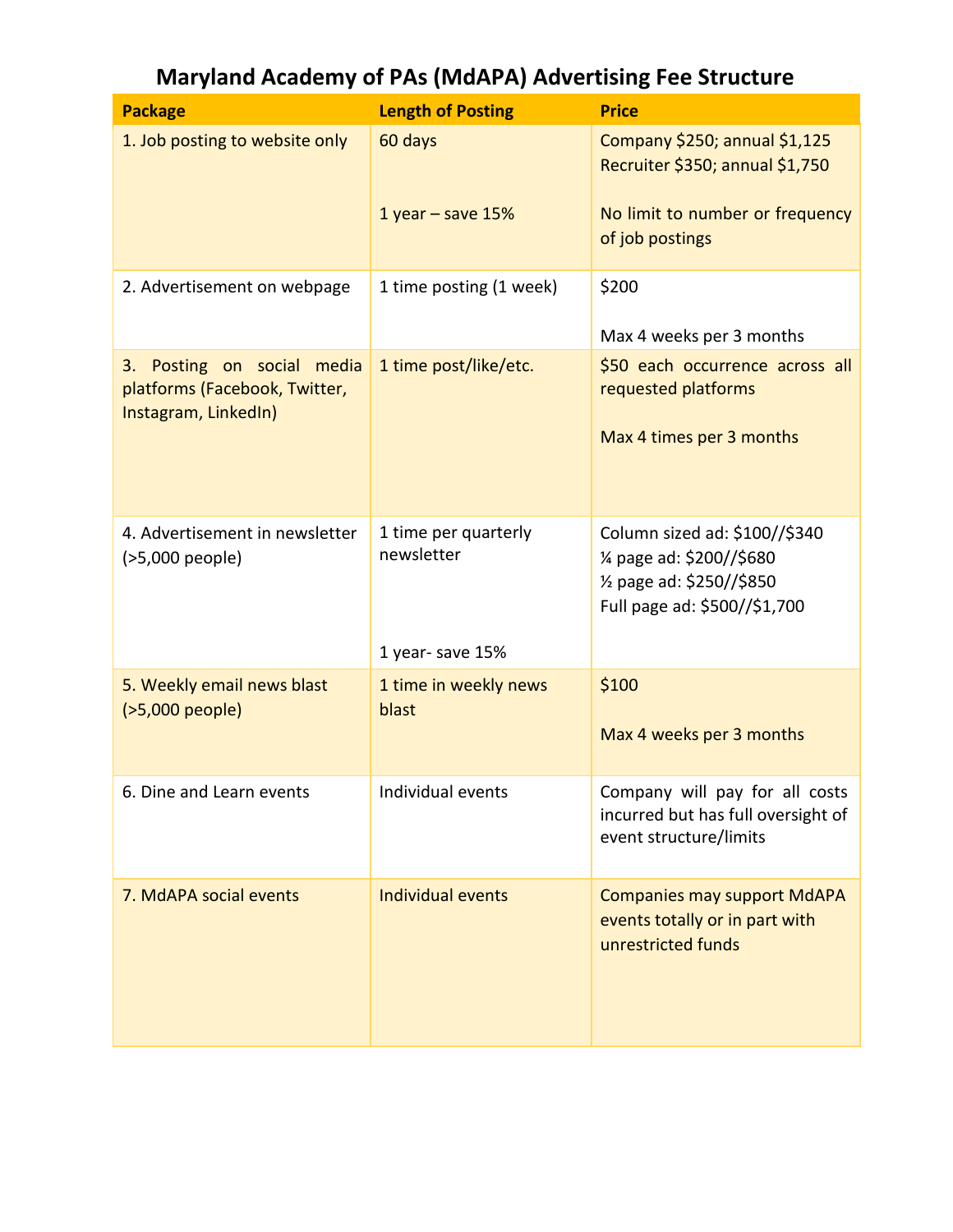# Maryland Academy of PAs (MdAPA) Advertising Fee Structure

| Package | Length of Posting | Price |
|---|---|---|
| 1. Job posting to website only | 60 days<br><br>1 year – save 15% | Company $250; annual $1,125<br>Recruiter $350; annual $1,750<br><br>No limit to number or frequency of job postings |
| 2. Advertisement on webpage | 1 time posting (1 week) | $200<br><br>Max 4 weeks per 3 months |
| 3. Posting on social media platforms (Facebook, Twitter, Instagram, LinkedIn) | 1 time post/like/etc. | $50 each occurrence across all requested platforms<br><br>Max 4 times per 3 months |
| 4. Advertisement in newsletter (>5,000 people) | 1 time per quarterly newsletter<br><br>1 year- save 15% | Column sized ad: $100//$340<br>¼ page ad: $200//$680<br>½ page ad: $250//$850<br>Full page ad: $500//$1,700 |
| 5. Weekly email news blast (>5,000 people) | 1 time in weekly news blast | $100<br><br>Max 4 weeks per 3 months |
| 6. Dine and Learn events | Individual events | Company will pay for all costs incurred but has full oversight of event structure/limits |
| 7. MdAPA social events | Individual events | Companies may support MdAPA events totally or in part with unrestricted funds |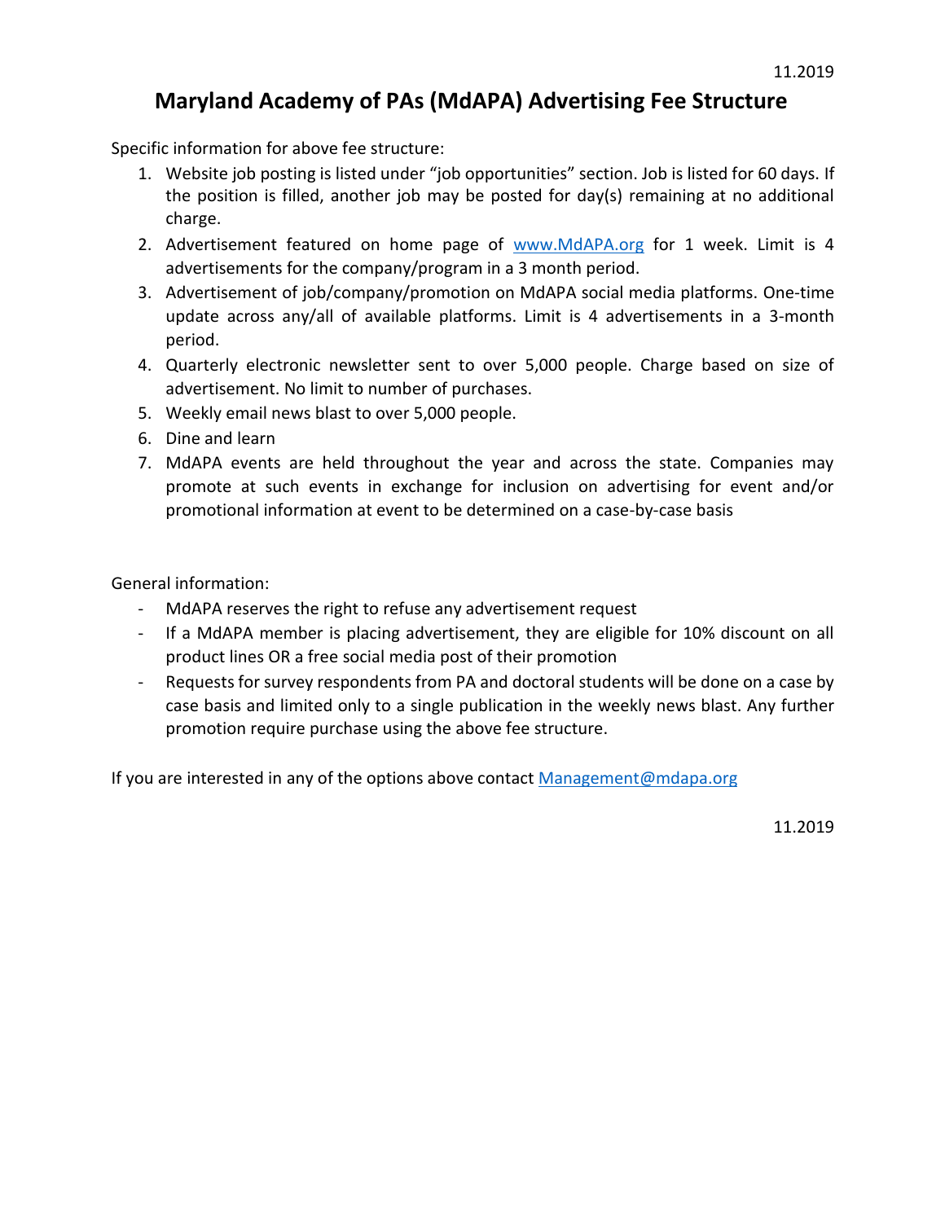# Maryland Academy of PAs (MdAPA) Advertising Fee Structure

Specific information for above fee structure:

1. Website job posting is listed under "job opportunities" section. Job is listed for 60 days. If the position is filled, another job may be posted for day(s) remaining at no additional charge.
2. Advertisement featured on home page of www.MdAPA.org for 1 week. Limit is 4 advertisements for the company/program in a 3 month period.
3. Advertisement of job/company/promotion on MdAPA social media platforms. One-time update across any/all of available platforms. Limit is 4 advertisements in a 3-month period.
4. Quarterly electronic newsletter sent to over 5,000 people. Charge based on size of advertisement. No limit to number of purchases.
5. Weekly email news blast to over 5,000 people.
6. Dine and learn
7. MdAPA events are held throughout the year and across the state. Companies may promote at such events in exchange for inclusion on advertising for event and/or promotional information at event to be determined on a case-by-case basis

General information:

- MdAPA reserves the right to refuse any advertisement request
- If a MdAPA member is placing advertisement, they are eligible for 10% discount on all product lines OR a free social media post of their promotion
- Requests for survey respondents from PA and doctoral students will be done on a case by case basis and limited only to a single publication in the weekly news blast. Any further promotion require purchase using the above fee structure.

If you are interested in any of the options above contact Management@mdapa.org

11.2019